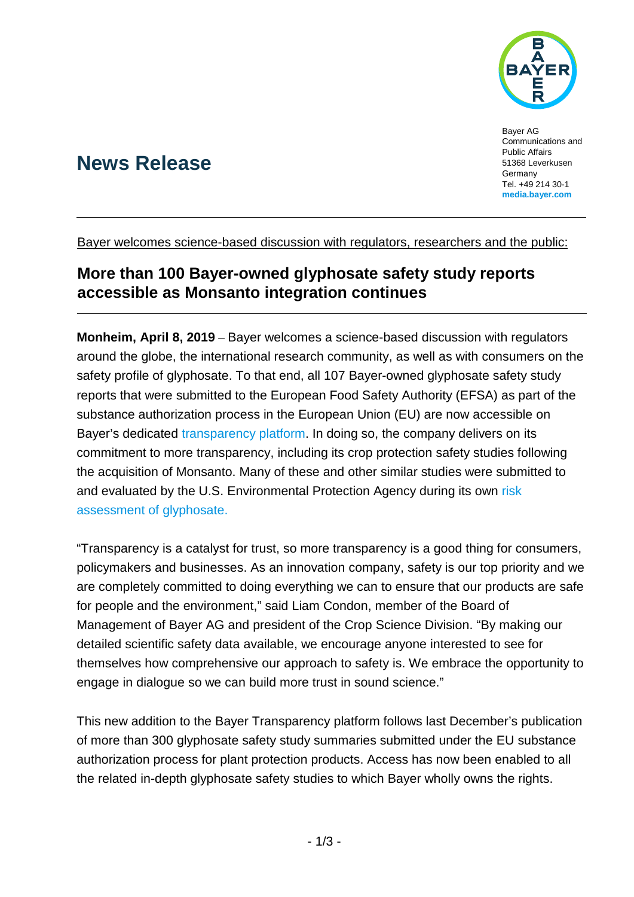Bayer AG
Communications and Public Affairs
51368 Leverkusen
Germany
Tel. +49 214 30-1
**media.bayer.com**

# News Release

Bayer welcomes science-based discussion with regulators, researchers and the public:

## More than 100 Bayer-owned glyphosate safety study reports accessible as Monsanto integration continues

**Monheim, April 8, 2019** – Bayer welcomes a science-based discussion with regulators around the globe, the international research community, as well as with consumers on the safety profile of glyphosate. To that end, all 107 Bayer-owned glyphosate safety study reports that were submitted to the European Food Safety Authority (EFSA) as part of the substance authorization process in the European Union (EU) are now accessible on Bayer's dedicated transparency platform. In doing so, the company delivers on its commitment to more transparency, including its crop protection safety studies following the acquisition of Monsanto. Many of these and other similar studies were submitted to and evaluated by the U.S. Environmental Protection Agency during its own risk assessment of glyphosate.

"Transparency is a catalyst for trust, so more transparency is a good thing for consumers, policymakers and businesses. As an innovation company, safety is our top priority and we are completely committed to doing everything we can to ensure that our products are safe for people and the environment," said Liam Condon, member of the Board of Management of Bayer AG and president of the Crop Science Division. "By making our detailed scientific safety data available, we encourage anyone interested to see for themselves how comprehensive our approach to safety is. We embrace the opportunity to engage in dialogue so we can build more trust in sound science."

This new addition to the Bayer Transparency platform follows last December's publication of more than 300 glyphosate safety study summaries submitted under the EU substance authorization process for plant protection products. Access has now been enabled to all the related in-depth glyphosate safety studies to which Bayer wholly owns the rights.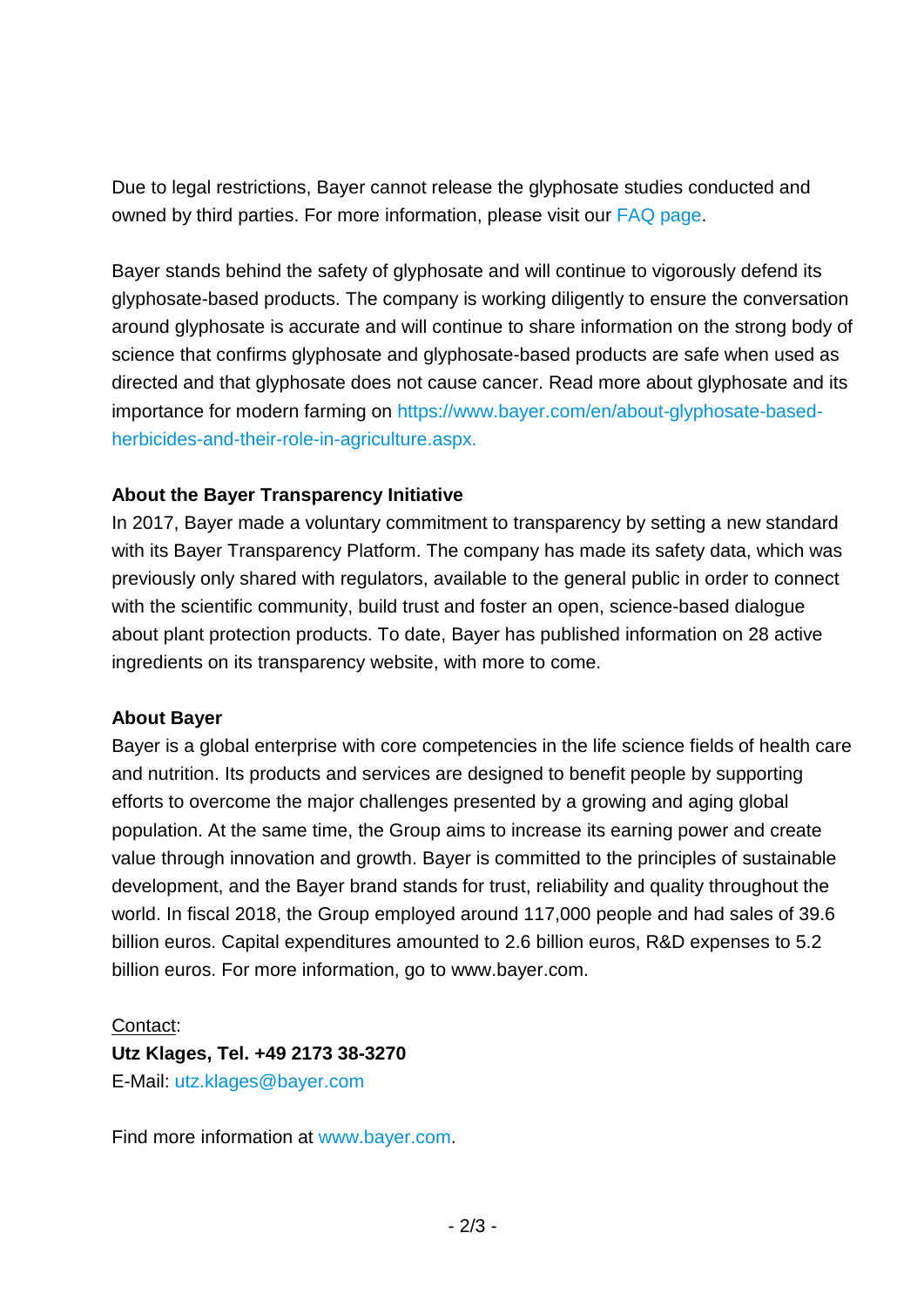Due to legal restrictions, Bayer cannot release the glyphosate studies conducted and owned by third parties. For more information, please visit our FAQ page.

Bayer stands behind the safety of glyphosate and will continue to vigorously defend its glyphosate-based products. The company is working diligently to ensure the conversation around glyphosate is accurate and will continue to share information on the strong body of science that confirms glyphosate and glyphosate-based products are safe when used as directed and that glyphosate does not cause cancer. Read more about glyphosate and its importance for modern farming on https://www.bayer.com/en/about-glyphosate-based-herbicides-and-their-role-in-agriculture.aspx.

**About the Bayer Transparency Initiative**
In 2017, Bayer made a voluntary commitment to transparency by setting a new standard with its Bayer Transparency Platform. The company has made its safety data, which was previously only shared with regulators, available to the general public in order to connect with the scientific community, build trust and foster an open, science-based dialogue about plant protection products. To date, Bayer has published information on 28 active ingredients on its transparency website, with more to come.

**About Bayer**
Bayer is a global enterprise with core competencies in the life science fields of health care and nutrition. Its products and services are designed to benefit people by supporting efforts to overcome the major challenges presented by a growing and aging global population. At the same time, the Group aims to increase its earning power and create value through innovation and growth. Bayer is committed to the principles of sustainable development, and the Bayer brand stands for trust, reliability and quality throughout the world. In fiscal 2018, the Group employed around 117,000 people and had sales of 39.6 billion euros. Capital expenditures amounted to 2.6 billion euros, R&D expenses to 5.2 billion euros. For more information, go to www.bayer.com.

Contact:
**Utz Klages, Tel. +49 2173 38-3270**
E-Mail: utz.klages@bayer.com

Find more information at www.bayer.com.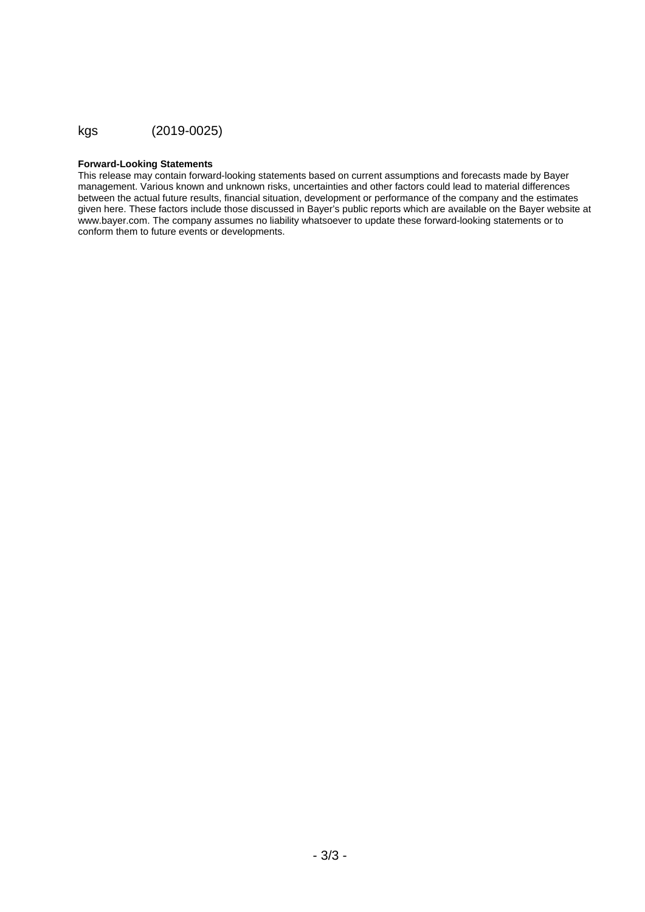kgs (2019-0025)

**Forward-Looking Statements**
This release may contain forward-looking statements based on current assumptions and forecasts made by Bayer management. Various known and unknown risks, uncertainties and other factors could lead to material differences between the actual future results, financial situation, development or performance of the company and the estimates given here. These factors include those discussed in Bayer's public reports which are available on the Bayer website at www.bayer.com. The company assumes no liability whatsoever to update these forward-looking statements or to conform them to future events or developments.